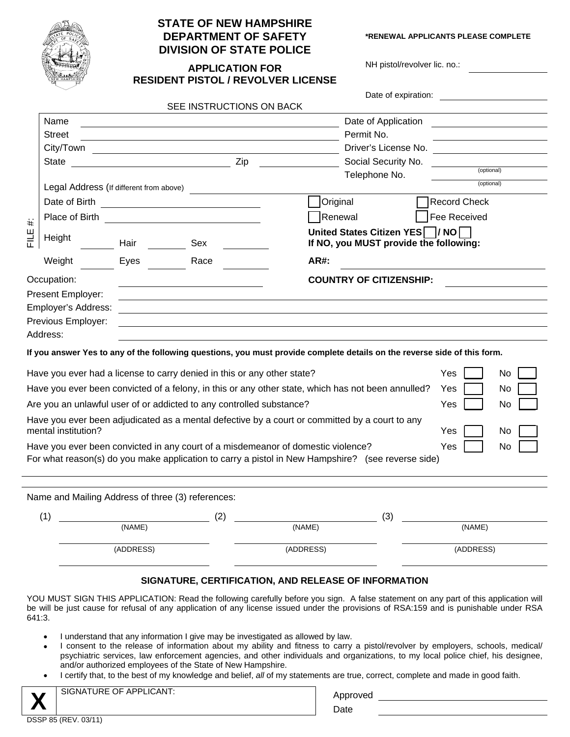# STATE OF NEW HAMPSHIRE
# DEPARTMENT OF SAFETY
# DIVISION OF STATE POLICE

## APPLICATION FOR RESIDENT PISTOL / REVOLVER LICENSE

**\*RENEWAL APPLICANTS PLEASE COMPLETE**

NH pistol/revolver lic. no.: ______________

Date of expiration: ______________

SEE INSTRUCTIONS ON BACK

FILE #:

Name ______________ Date of Application ______________

Street ______________ Permit No. ______________

City/Town ______________ Driver's License No. ______________

State ______________ Zip ______________ Social Security No. ______________ (optional)

Telephone No. ______________ (optional)

Legal Address (If different from above) ______________

Date of Birth ______________ ☐ Original ☐ Record Check

Place of Birth ______________ ☐ Renewal ☐ Fee Received

Height ______ Hair ______ Sex ______

**United States Citizen YES ☐ / NO ☐**
**If NO, you MUST provide the following:**

Weight ______ Eyes ______ Race ______ **AR#:** ______________

Occupation: ______________ **COUNTRY OF CITIZENSHIP:** ______________

Present Employer: ______________

Employer's Address: ______________

Previous Employer: ______________

Address: ______________

**If you answer Yes to any of the following questions, you must provide complete details on the reverse side of this form.**

| | Yes | No |
|---|---|---|
| Have you ever had a license to carry denied in this or any other state? | ☐ | ☐ |
| Have you ever been convicted of a felony, in this or any other state, which has not been annulled? | ☐ | ☐ |
| Are you an unlawful user of or addicted to any controlled substance? | ☐ | ☐ |
| Have you ever been adjudicated as a mental defective by a court or committed by a court to any mental institution? | ☐ | ☐ |
| Have you ever been convicted in any court of a misdemeanor of domestic violence? | ☐ | ☐ |

For what reason(s) do you make application to carry a pistol in New Hampshire? (see reverse side)

______________

______________

Name and Mailing Address of three (3) references:

| (1) | (2) | (3) |
|---|---|---|
| (NAME) | (NAME) | (NAME) |
| (ADDRESS) | (ADDRESS) | (ADDRESS) |

### SIGNATURE, CERTIFICATION, AND RELEASE OF INFORMATION

YOU MUST SIGN THIS APPLICATION: Read the following carefully before you sign. A false statement on any part of this application will be will be just cause for refusal of any application of any license issued under the provisions of RSA:159 and is punishable under RSA 641:3.

- I understand that any information I give may be investigated as allowed by law.
- I consent to the release of information about my ability and fitness to carry a pistol/revolver by employers, schools, medical/psychiatric services, law enforcement agencies, and other individuals and organizations, to my local police chief, his designee, and/or authorized employees of the State of New Hampshire.
- I certify that, to the best of my knowledge and belief, *all* of my statements are true, correct, complete and made in good faith.

**X** SIGNATURE OF APPLICANT: ______________

Approved ______________

Date ______________

DSSP 85 (REV. 03/11)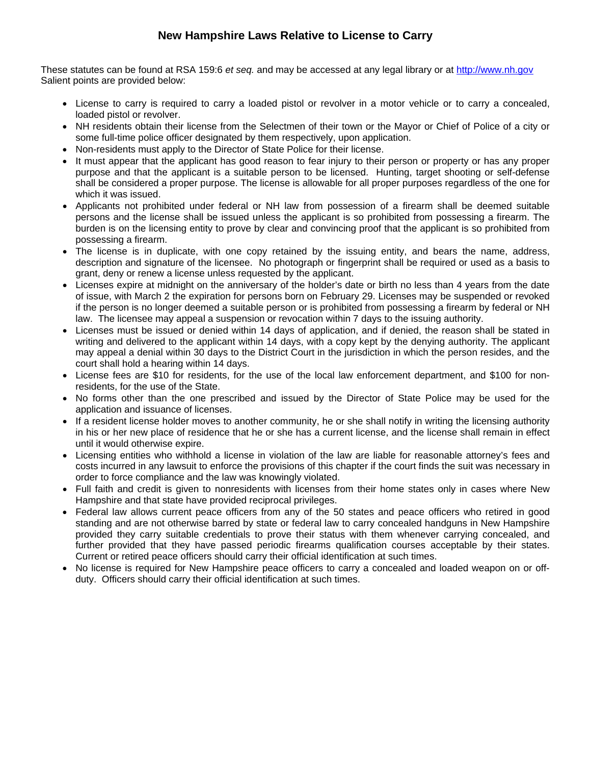# New Hampshire Laws Relative to License to Carry

These statutes can be found at RSA 159:6 *et seq.* and may be accessed at any legal library or at [http://www.nh.gov](http://www.nh.gov) Salient points are provided below:

- License to carry is required to carry a loaded pistol or revolver in a motor vehicle or to carry a concealed, loaded pistol or revolver.
- NH residents obtain their license from the Selectmen of their town or the Mayor or Chief of Police of a city or some full-time police officer designated by them respectively, upon application.
- Non-residents must apply to the Director of State Police for their license.
- It must appear that the applicant has good reason to fear injury to their person or property or has any proper purpose and that the applicant is a suitable person to be licensed. Hunting, target shooting or self-defense shall be considered a proper purpose. The license is allowable for all proper purposes regardless of the one for which it was issued.
- Applicants not prohibited under federal or NH law from possession of a firearm shall be deemed suitable persons and the license shall be issued unless the applicant is so prohibited from possessing a firearm. The burden is on the licensing entity to prove by clear and convincing proof that the applicant is so prohibited from possessing a firearm.
- The license is in duplicate, with one copy retained by the issuing entity, and bears the name, address, description and signature of the licensee. No photograph or fingerprint shall be required or used as a basis to grant, deny or renew a license unless requested by the applicant.
- Licenses expire at midnight on the anniversary of the holder's date or birth no less than 4 years from the date of issue, with March 2 the expiration for persons born on February 29. Licenses may be suspended or revoked if the person is no longer deemed a suitable person or is prohibited from possessing a firearm by federal or NH law. The licensee may appeal a suspension or revocation within 7 days to the issuing authority.
- Licenses must be issued or denied within 14 days of application, and if denied, the reason shall be stated in writing and delivered to the applicant within 14 days, with a copy kept by the denying authority. The applicant may appeal a denial within 30 days to the District Court in the jurisdiction in which the person resides, and the court shall hold a hearing within 14 days.
- License fees are $10 for residents, for the use of the local law enforcement department, and $100 for non-residents, for the use of the State.
- No forms other than the one prescribed and issued by the Director of State Police may be used for the application and issuance of licenses.
- If a resident license holder moves to another community, he or she shall notify in writing the licensing authority in his or her new place of residence that he or she has a current license, and the license shall remain in effect until it would otherwise expire.
- Licensing entities who withhold a license in violation of the law are liable for reasonable attorney's fees and costs incurred in any lawsuit to enforce the provisions of this chapter if the court finds the suit was necessary in order to force compliance and the law was knowingly violated.
- Full faith and credit is given to nonresidents with licenses from their home states only in cases where New Hampshire and that state have provided reciprocal privileges.
- Federal law allows current peace officers from any of the 50 states and peace officers who retired in good standing and are not otherwise barred by state or federal law to carry concealed handguns in New Hampshire provided they carry suitable credentials to prove their status with them whenever carrying concealed, and further provided that they have passed periodic firearms qualification courses acceptable by their states. Current or retired peace officers should carry their official identification at such times.
- No license is required for New Hampshire peace officers to carry a concealed and loaded weapon on or off-duty. Officers should carry their official identification at such times.